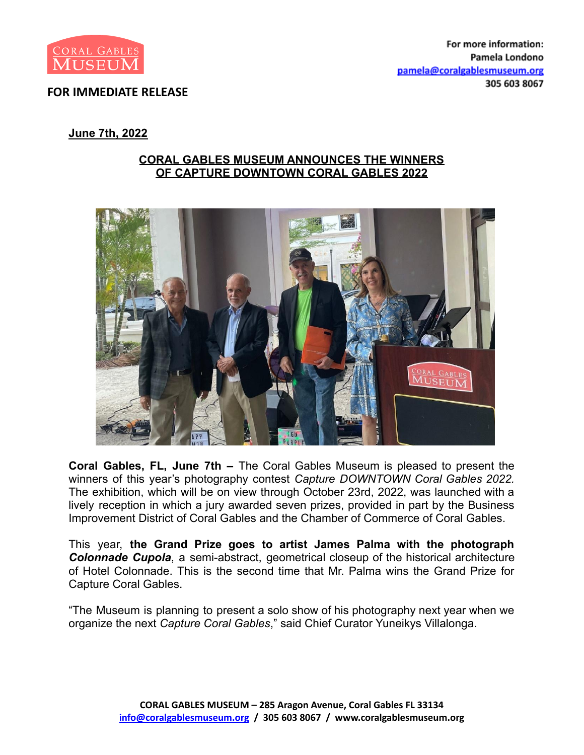**CORAL GABLES MUSEUM**

**FOR IMMEDIATE RELEASE**

**For more information:**
**Pamela Londono**
**pamela@coralgablesmuseum.org**
**305 603 8067**

**June 7th, 2022**

## CORAL GABLES MUSEUM ANNOUNCES THE WINNERS OF CAPTURE DOWNTOWN CORAL GABLES 2022

**Coral Gables, FL, June 7th –** The Coral Gables Museum is pleased to present the winners of this year's photography contest *Capture DOWNTOWN Coral Gables 2022.* The exhibition, which will be on view through October 23rd, 2022, was launched with a lively reception in which a jury awarded seven prizes, provided in part by the Business Improvement District of Coral Gables and the Chamber of Commerce of Coral Gables.

This year, **the Grand Prize goes to artist James Palma with the photograph *Colonnade Cupola***, a semi-abstract, geometrical closeup of the historical architecture of Hotel Colonnade. This is the second time that Mr. Palma wins the Grand Prize for Capture Coral Gables.

"The Museum is planning to present a solo show of his photography next year when we organize the next *Capture Coral Gables*," said Chief Curator Yuneikys Villalonga.

**CORAL GABLES MUSEUM – 285 Aragon Avenue, Coral Gables FL 33134**
**info@coralgablesmuseum.org / 305 603 8067 / www.coralgablesmuseum.org**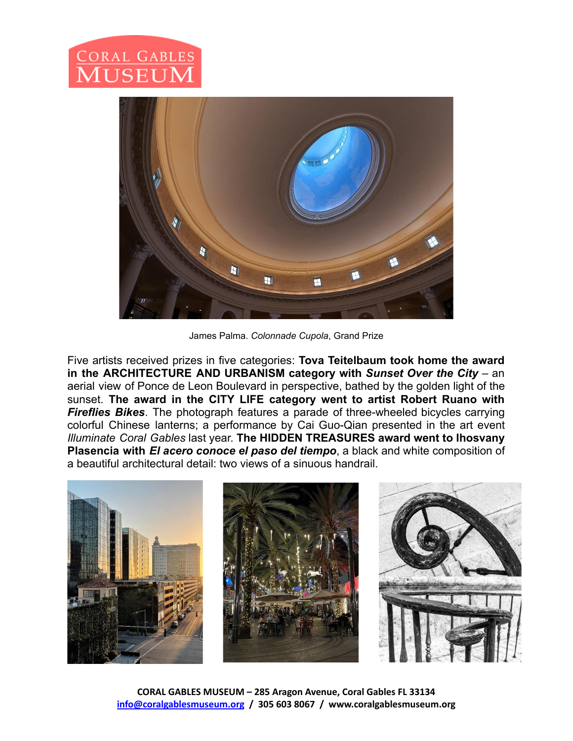James Palma. *Colonnade Cupola*, Grand Prize

Five artists received prizes in five categories: **Tova Teitelbaum took home the award in the ARCHITECTURE AND URBANISM category with *Sunset Over the City*** – an aerial view of Ponce de Leon Boulevard in perspective, bathed by the golden light of the sunset. **The award in the CITY LIFE category went to artist Robert Ruano with *Fireflies Bikes***. The photograph features a parade of three-wheeled bicycles carrying colorful Chinese lanterns; a performance by Cai Guo-Qian presented in the art event *Illuminate Coral Gables* last year. **The HIDDEN TREASURES award went to Ihosvany Plasencia with *El acero conoce el paso del tiempo***, a black and white composition of a beautiful architectural detail: two views of a sinuous handrail.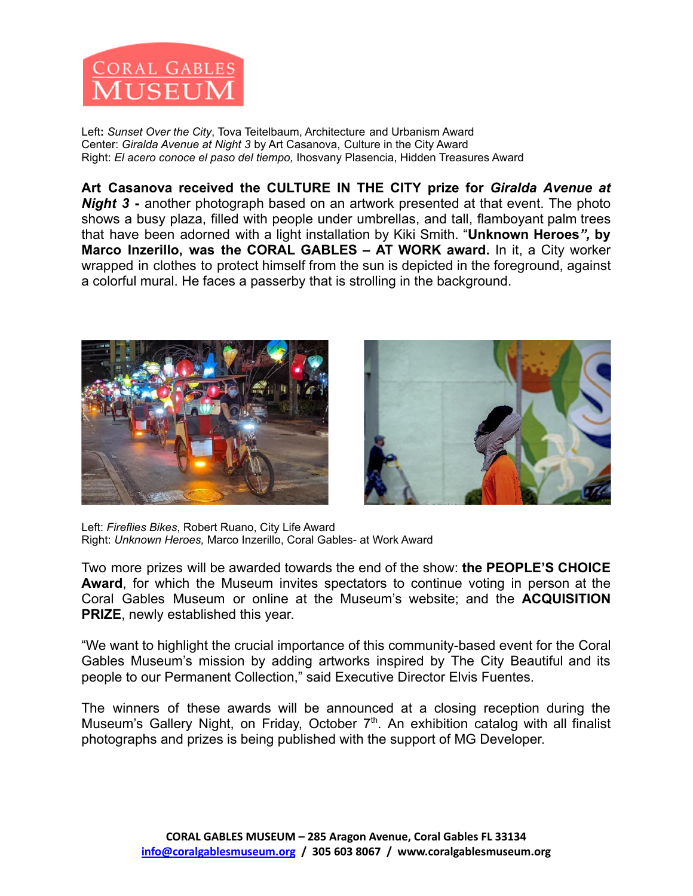Left: *Sunset Over the City*, Tova Teitelbaum, Architecture and Urbanism Award
Center: *Giralda Avenue at Night 3* by Art Casanova, Culture in the City Award
Right: *El acero conoce el paso del tiempo,* Ihosvany Plasencia, Hidden Treasures Award

**Art Casanova received the CULTURE IN THE CITY prize for *Giralda Avenue at Night 3* -** another photograph based on an artwork presented at that event. The photo shows a busy plaza, filled with people under umbrellas, and tall, flamboyant palm trees that have been adorned with a light installation by Kiki Smith. "**Unknown Heroes*"*, by Marco Inzerillo, was the CORAL GABLES – AT WORK award.** In it, a City worker wrapped in clothes to protect himself from the sun is depicted in the foreground, against a colorful mural. He faces a passerby that is strolling in the background.

Left: *Fireflies Bikes*, Robert Ruano, City Life Award
Right: *Unknown Heroes,* Marco Inzerillo, Coral Gables- at Work Award

Two more prizes will be awarded towards the end of the show: **the PEOPLE'S CHOICE Award**, for which the Museum invites spectators to continue voting in person at the Coral Gables Museum or online at the Museum's website; and the **ACQUISITION PRIZE**, newly established this year.

"We want to highlight the crucial importance of this community-based event for the Coral Gables Museum's mission by adding artworks inspired by The City Beautiful and its people to our Permanent Collection," said Executive Director Elvis Fuentes.

The winners of these awards will be announced at a closing reception during the Museum's Gallery Night, on Friday, October 7th. An exhibition catalog with all finalist photographs and prizes is being published with the support of MG Developer.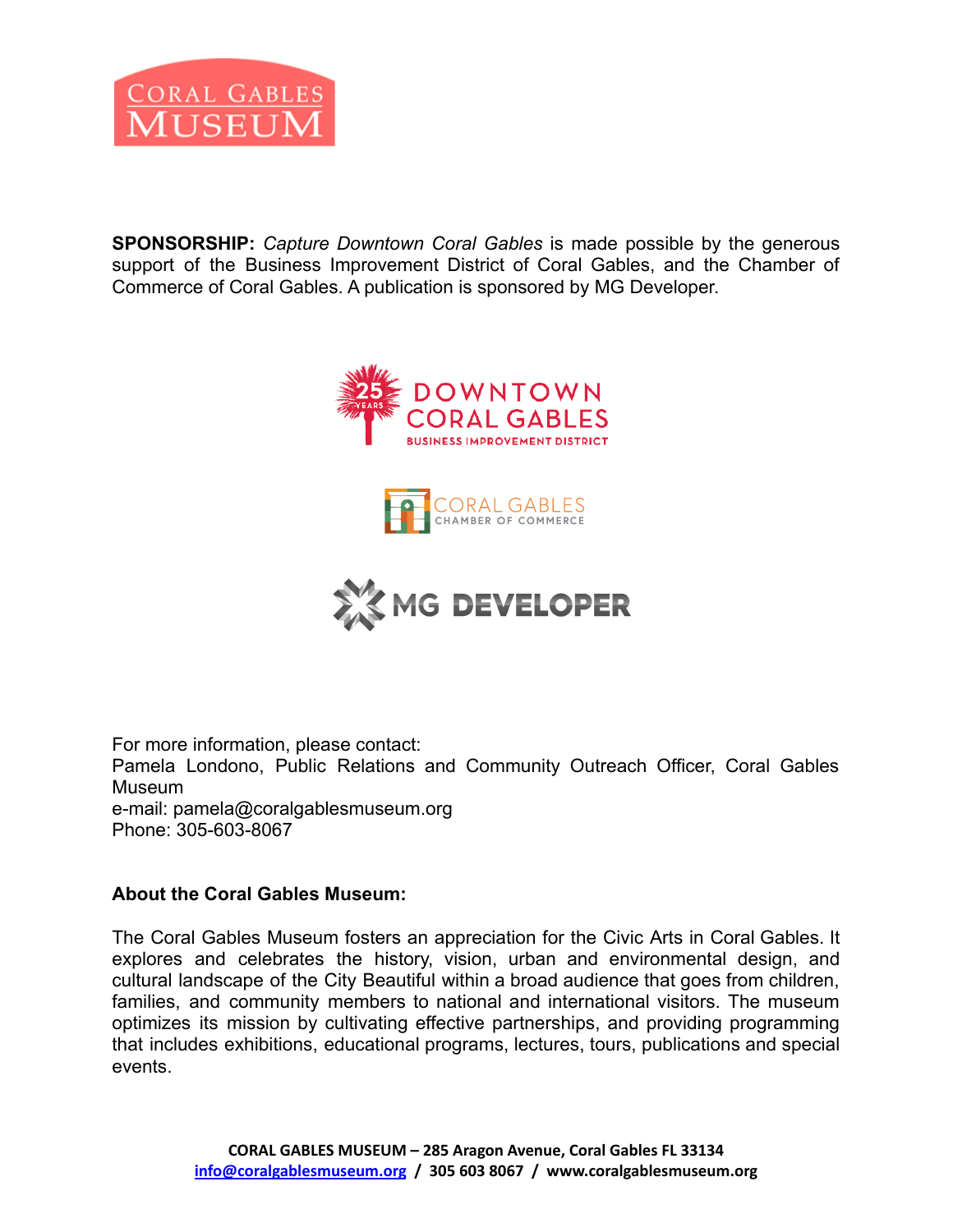**SPONSORSHIP:** *Capture Downtown Coral Gables* is made possible by the generous support of the Business Improvement District of Coral Gables, and the Chamber of Commerce of Coral Gables. A publication is sponsored by MG Developer.

For more information, please contact:
Pamela Londono, Public Relations and Community Outreach Officer, Coral Gables Museum
e-mail: pamela@coralgablesmuseum.org
Phone: 305-603-8067

**About the Coral Gables Museum:**

The Coral Gables Museum fosters an appreciation for the Civic Arts in Coral Gables. It explores and celebrates the history, vision, urban and environmental design, and cultural landscape of the City Beautiful within a broad audience that goes from children, families, and community members to national and international visitors. The museum optimizes its mission by cultivating effective partnerships, and providing programming that includes exhibitions, educational programs, lectures, tours, publications and special events.

**CORAL GABLES MUSEUM – 285 Aragon Avenue, Coral Gables FL 33134**
**info@coralgablesmuseum.org / 305 603 8067 / www.coralgablesmuseum.org**